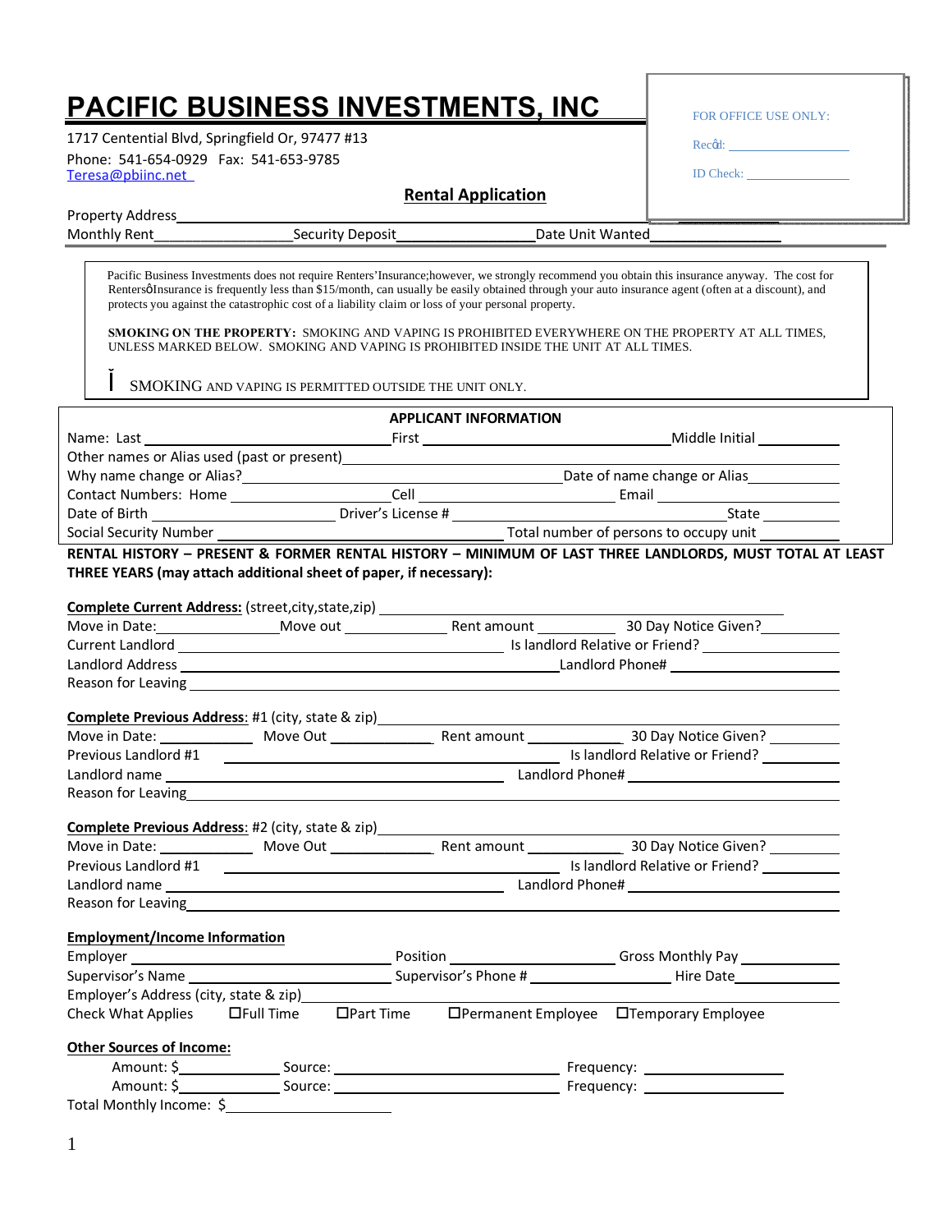# PACIFIC BUSINESS INVESTMENTS, INC

1717 Centential Blvd, Springfield Or, 97477 #13
Phone: 541-654-0929 Fax: 541-653-9785
Teresa@pbiinc.net

FOR OFFICE USE ONLY:
Recd: ____________________
ID Check: ________________

## Rental Application

Property Address ____________________________________________

Monthly Rent __________________ Security Deposit __________________ Date Unit Wanted __________________

Pacific Business Investments does not require Renters' Insurance;however, we strongly recommend you obtain this insurance anyway. The cost for Rentersô Insurance is frequently less than $15/month, can usually be easily obtained through your auto insurance agent (often at a discount), and protects you against the catastrophic cost of a liability claim or loss of your personal property.

**SMOKING ON THE PROPERTY:** SMOKING AND VAPING IS PROHIBITED EVERYWHERE ON THE PROPERTY AT ALL TIMES, UNLESS MARKED BELOW. SMOKING AND VAPING IS PROHIBITED INSIDE THE UNIT AT ALL TIMES.

☐ SMOKING AND VAPING IS PERMITTED OUTSIDE THE UNIT ONLY.

### APPLICANT INFORMATION

Name: Last ______________________ First ______________________ Middle Initial __________

Other names or Alias used (past or present) ______________________________________

Why name change or Alias? ______________________ Date of name change or Alias __________

Contact Numbers: Home ______________ Cell ______________ Email ______________

Date of Birth ______________ Driver's License # ______________________ State __________

Social Security Number ______________________ Total number of persons to occupy unit __________

**RENTAL HISTORY – PRESENT & FORMER RENTAL HISTORY – MINIMUM OF LAST THREE LANDLORDS, MUST TOTAL AT LEAST THREE YEARS (may attach additional sheet of paper, if necessary):**

**Complete Current Address:** (street,city,state,zip) ______________________________________

Move in Date: ______________ Move out ______________ Rent amount ______________ 30 Day Notice Given? __________

Current Landlord ______________________________ Is landlord Relative or Friend? __________

Landlord Address ______________________________ Landlord Phone# ______________

Reason for Leaving ______________________________________________

**Complete Previous Address**: #1 (city, state & zip) ______________________________________

Move in Date: ______________ Move Out ______________ Rent amount ______________ 30 Day Notice Given? __________

Previous Landlord #1 ______________________________ Is landlord Relative or Friend? __________

Landlord name ______________________________ Landlord Phone# ______________

Reason for Leaving ______________________________________________

**Complete Previous Address**: #2 (city, state & zip) ______________________________________

Move in Date: ______________ Move Out ______________ Rent amount ______________ 30 Day Notice Given? __________

Previous Landlord #1 ______________________________ Is landlord Relative or Friend? __________

Landlord name ______________________________ Landlord Phone# ______________

Reason for Leaving ______________________________________________

**Employment/Income Information**

Employer ______________________ Position ______________ Gross Monthly Pay __________

Supervisor's Name ______________________ Supervisor's Phone # ______________ Hire Date __________

Employer's Address (city, state & zip) ______________________________________

Check What Applies ☐Full Time ☐Part Time ☐Permanent Employee ☐Temporary Employee

**Other Sources of Income:**

Amount: $______________ Source: ______________________ Frequency: ______________

Amount: $______________ Source: ______________________ Frequency: ______________

Total Monthly Income: $______________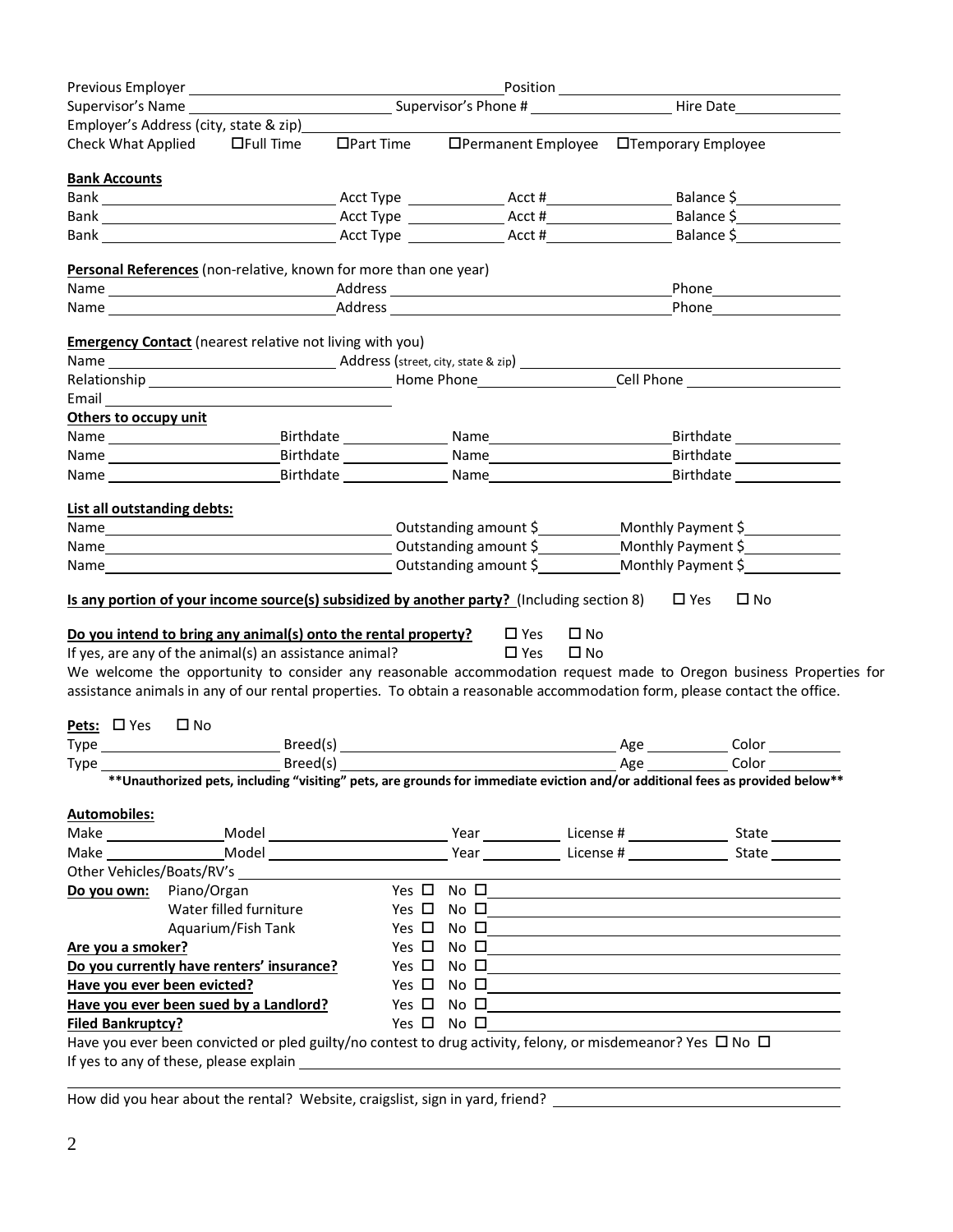Previous Employer ______________________ Position ______________________

Supervisor's Name ______________ Supervisor's Phone # ______________ Hire Date ______________

Employer's Address (city, state & zip) ______________________

Check What Applied ☐Full Time ☐Part Time ☐Permanent Employee ☐Temporary Employee

**Bank Accounts**

Bank ______________ Acct Type ______ Acct # ______ Balance $ ______

Bank ______________ Acct Type ______ Acct # ______ Balance $ ______

Bank ______________ Acct Type ______ Acct # ______ Balance $ ______

**Personal References** (non-relative, known for more than one year)

Name ______________ Address ______________ Phone ______________

Name ______________ Address ______________ Phone ______________

**Emergency Contact** (nearest relative not living with you)

Name ______________ Address (street, city, state & zip) ______________

Relationship ______________ Home Phone ______________ Cell Phone ______________

Email ______________

**Others to occupy unit**

Name ______________ Birthdate ______ Name ______________ Birthdate ______

Name ______________ Birthdate ______ Name ______________ Birthdate ______

Name ______________ Birthdate ______ Name ______________ Birthdate ______

**List all outstanding debts:**

Name ______________ Outstanding amount $ ______ Monthly Payment $ ______

Name ______________ Outstanding amount $ ______ Monthly Payment $ ______

Name ______________ Outstanding amount $ ______ Monthly Payment $ ______

**Is any portion of your income source(s) subsidized by another party?** (Including section 8) ☐ Yes ☐ No

**Do you intend to bring any animal(s) onto the rental property?** ☐ Yes ☐ No

If yes, are any of the animal(s) an assistance animal? ☐ Yes ☐ No

We welcome the opportunity to consider any reasonable accommodation request made to Oregon business Properties for assistance animals in any of our rental properties. To obtain a reasonable accommodation form, please contact the office.

**Pets:** ☐ Yes ☐ No

Type ______________ Breed(s) ______________ Age ______ Color ______

Type ______________ Breed(s) ______________ Age ______ Color ______

**\*\*Unauthorized pets, including "visiting" pets, are grounds for immediate eviction and/or additional fees as provided below\*\***

**Automobiles:**

Make ______ Model ______________ Year ______ License # ______ State ______

Make ______ Model ______________ Year ______ License # ______ State ______

Other Vehicles/Boats/RV's ______________

**Do you own:** Piano/Organ Yes ☐ No ☐ ______________

Water filled furniture Yes ☐ No ☐ ______________

Aquarium/Fish Tank Yes ☐ No ☐ ______________

**Are you a smoker?** Yes ☐ No ☐ ______________

**Do you currently have renters' insurance?** Yes ☐ No ☐ ______________

**Have you ever been evicted?** Yes ☐ No ☐ ______________

**Have you ever been sued by a Landlord?** Yes ☐ No ☐ ______________

**Filed Bankruptcy?** Yes ☐ No ☐ ______________

Have you ever been convicted or pled guilty/no contest to drug activity, felony, or misdemeanor? Yes ☐ No ☐

If yes to any of these, please explain ______________

How did you hear about the rental? Website, craigslist, sign in yard, friend? ______________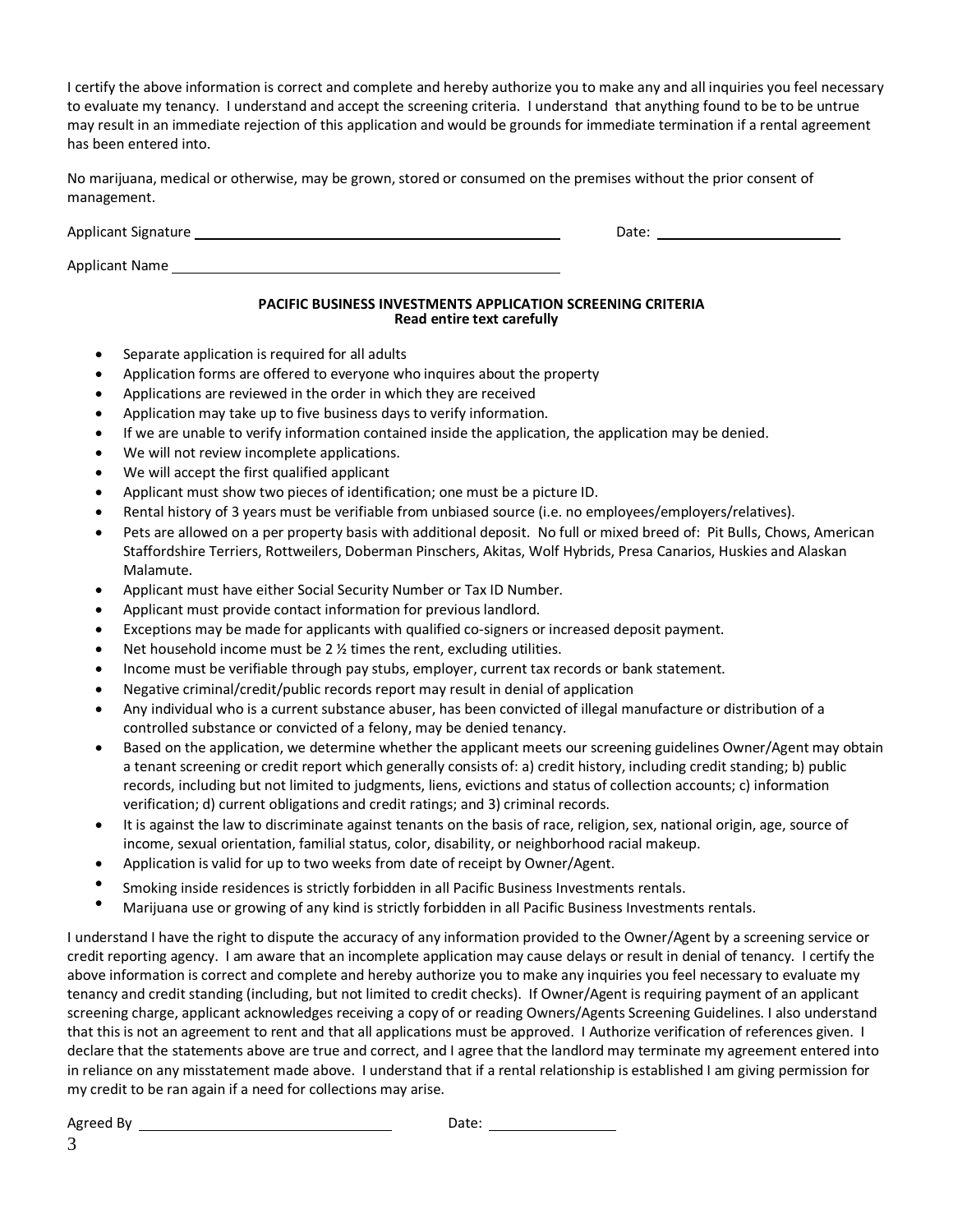I certify the above information is correct and complete and hereby authorize you to make any and all inquiries you feel necessary to evaluate my tenancy. I understand and accept the screening criteria. I understand that anything found to be to be untrue may result in an immediate rejection of this application and would be grounds for immediate termination if a rental agreement has been entered into.

No marijuana, medical or otherwise, may be grown, stored or consumed on the premises without the prior consent of management.

Applicant Signature ______________________________ Date: ________________

Applicant Name ______________________________

**PACIFIC BUSINESS INVESTMENTS APPLICATION SCREENING CRITERIA**
**Read entire text carefully**

- Separate application is required for all adults
- Application forms are offered to everyone who inquires about the property
- Applications are reviewed in the order in which they are received
- Application may take up to five business days to verify information.
- If we are unable to verify information contained inside the application, the application may be denied.
- We will not review incomplete applications.
- We will accept the first qualified applicant
- Applicant must show two pieces of identification; one must be a picture ID.
- Rental history of 3 years must be verifiable from unbiased source (i.e. no employees/employers/relatives).
- Pets are allowed on a per property basis with additional deposit. No full or mixed breed of: Pit Bulls, Chows, American Staffordshire Terriers, Rottweilers, Doberman Pinschers, Akitas, Wolf Hybrids, Presa Canarios, Huskies and Alaskan Malamute.
- Applicant must have either Social Security Number or Tax ID Number.
- Applicant must provide contact information for previous landlord.
- Exceptions may be made for applicants with qualified co-signers or increased deposit payment.
- Net household income must be 2 ½ times the rent, excluding utilities.
- Income must be verifiable through pay stubs, employer, current tax records or bank statement.
- Negative criminal/credit/public records report may result in denial of application
- Any individual who is a current substance abuser, has been convicted of illegal manufacture or distribution of a controlled substance or convicted of a felony, may be denied tenancy.
- Based on the application, we determine whether the applicant meets our screening guidelines Owner/Agent may obtain a tenant screening or credit report which generally consists of: a) credit history, including credit standing; b) public records, including but not limited to judgments, liens, evictions and status of collection accounts; c) information verification; d) current obligations and credit ratings; and 3) criminal records.
- It is against the law to discriminate against tenants on the basis of race, religion, sex, national origin, age, source of income, sexual orientation, familial status, color, disability, or neighborhood racial makeup.
- Application is valid for up to two weeks from date of receipt by Owner/Agent.
- Smoking inside residences is strictly forbidden in all Pacific Business Investments rentals.
- Marijuana use or growing of any kind is strictly forbidden in all Pacific Business Investments rentals.

I understand I have the right to dispute the accuracy of any information provided to the Owner/Agent by a screening service or credit reporting agency. I am aware that an incomplete application may cause delays or result in denial of tenancy. I certify the above information is correct and complete and hereby authorize you to make any inquiries you feel necessary to evaluate my tenancy and credit standing (including, but not limited to credit checks). If Owner/Agent is requiring payment of an applicant screening charge, applicant acknowledges receiving a copy of or reading Owners/Agents Screening Guidelines. I also understand that this is not an agreement to rent and that all applications must be approved. I Authorize verification of references given. I declare that the statements above are true and correct, and I agree that the landlord may terminate my agreement entered into in reliance on any misstatement made above. I understand that if a rental relationship is established I am giving permission for my credit to be ran again if a need for collections may arise.

Agreed By ______________________________ Date: ________________